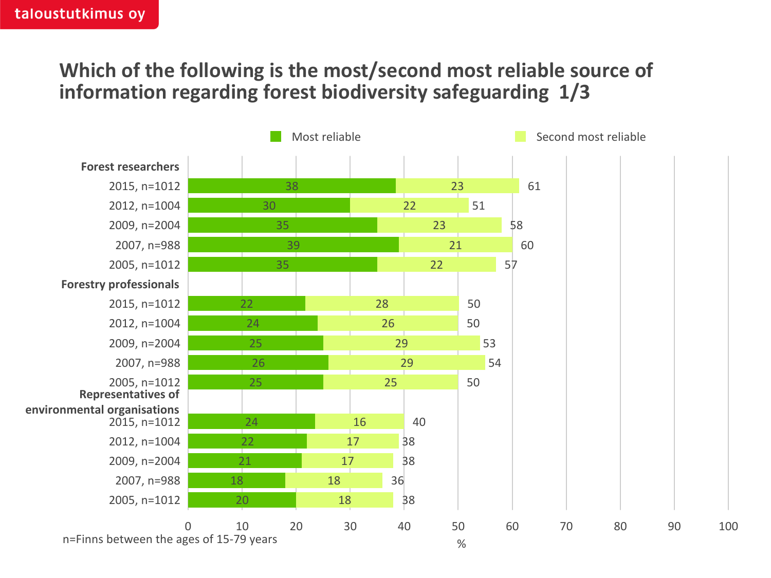taloustutkimus oy

# Which of the following is the most/second most reliable source of information regarding forest biodiversity safeguarding 1/3

Most reliable
Second most reliable

**Forest researchers**

2015, n=1012 38 23 61
2012, n=1004 30 22 51
2009, n=2004 35 23 58
2007, n=988 39 21 60
2005, n=1012 35 22 57

**Forestry professionals**

2015, n=1012 22 28 50
2012, n=1004 24 26 50
2009, n=2004 25 29 53
2007, n=988 26 29 54
2005, n=1012 25 25 50

**Representatives of environmental organisations**

2015, n=1012 24 16 40
2012, n=1004 22 17 38
2009, n=2004 21 17 38
2007, n=988 18 18 36
2005, n=1012 20 18 38

0 10 20 30 40 50 60 70 80 90 100

%

n=Finns between the ages of 15-79 years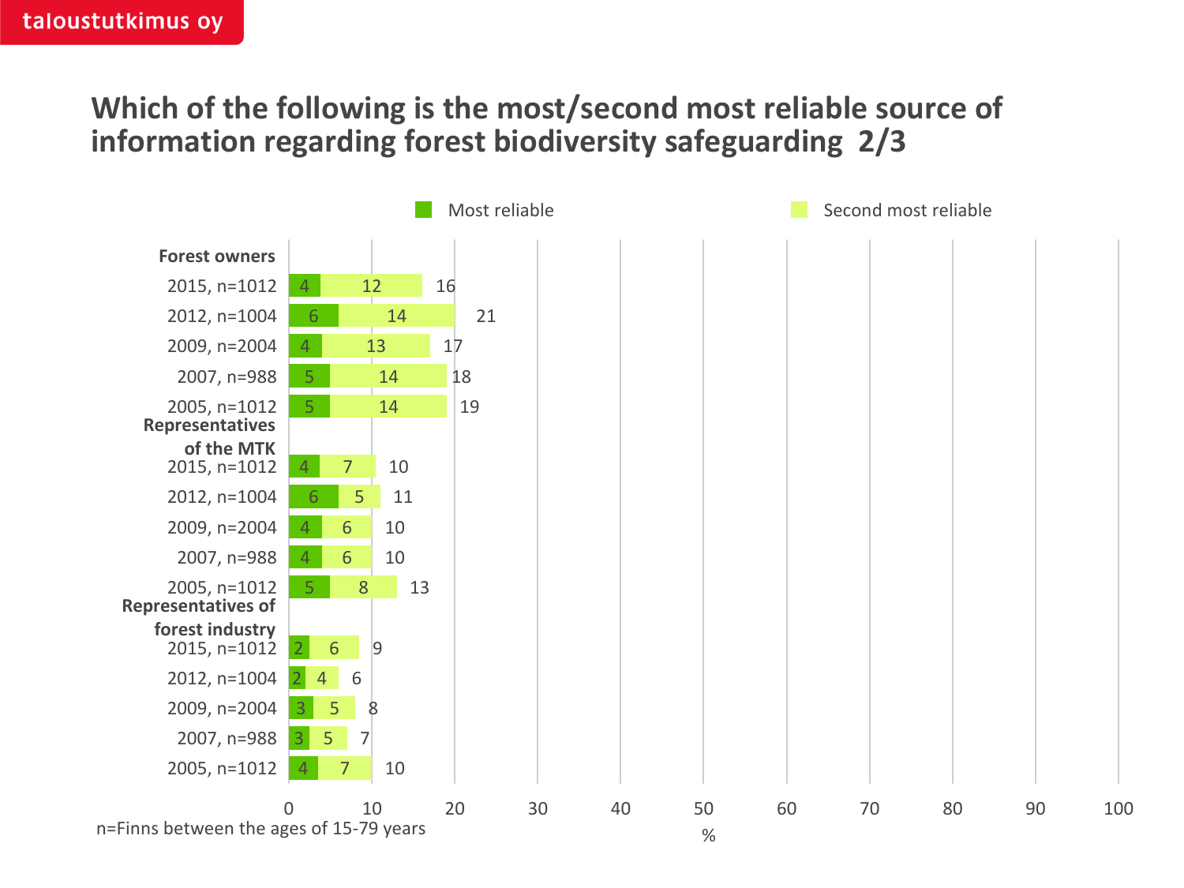taloustutkimus oy

# Which of the following is the most/second most reliable source of information regarding forest biodiversity safeguarding 2/3

Most reliable
Second most reliable

**Forest owners**

2015, n=1012 4 12 16

2012, n=1004 6 14 21

2009, n=2004 4 13 17

2007, n=988 5 14 18

2005, n=1012 5 14 19

**Representatives of the MTK**

2015, n=1012 4 7 10

2012, n=1004 6 5 11

2009, n=2004 4 6 10

2007, n=988 4 6 10

2005, n=1012 5 8 13

**Representatives of forest industry**

2015, n=1012 2 6 9

2012, n=1004 2 4 6

2009, n=2004 3 5 8

2007, n=988 3 5 7

2005, n=1012 4 7 10

0 10 20 30 40 50 60 70 80 90 100

%

n=Finns between the ages of 15-79 years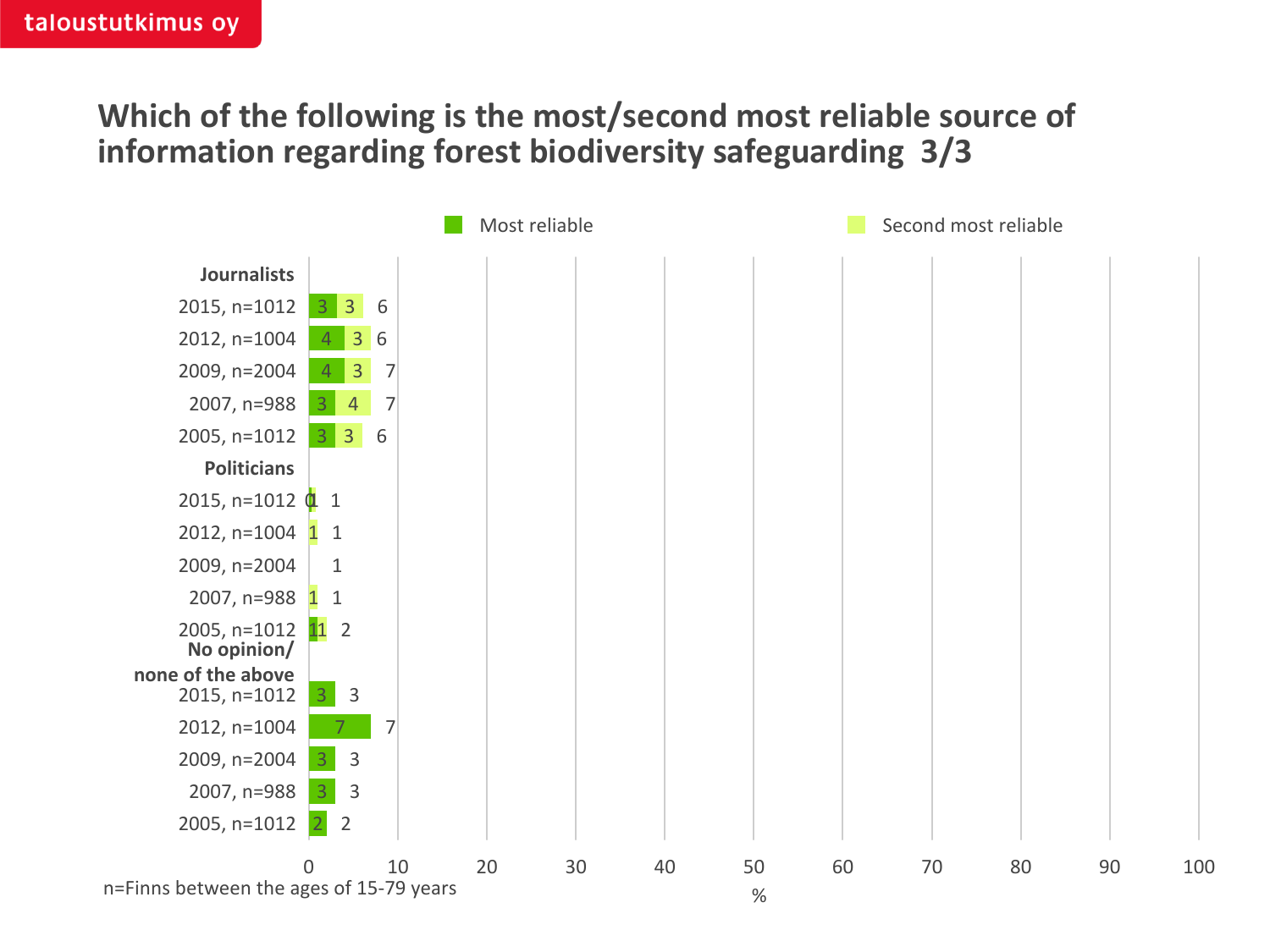# Which of the following is the most/second most reliable source of information regarding forest biodiversity safeguarding 3/3

Most reliable
Second most reliable

**Journalists**

2015, n=1012 — 3 3 6

2012, n=1004 — 4 3 6

2009, n=2004 — 4 3 7

2007, n=988 — 3 4 7

2005, n=1012 — 3 3 6

**Politicians**

2015, n=1012 — 0 1 1

2012, n=1004 — 1 1

2009, n=2004 — 1

2007, n=988 — 1 1

2005, n=1012 — 1 1 2

**No opinion/ none of the above**

2015, n=1012 — 3 3

2012, n=1004 — 7 7

2009, n=2004 — 3 3

2007, n=988 — 3 3

2005, n=1012 — 2 2

0 10 20 30 40 50 60 70 80 90 100

%

n=Finns between the ages of 15-79 years